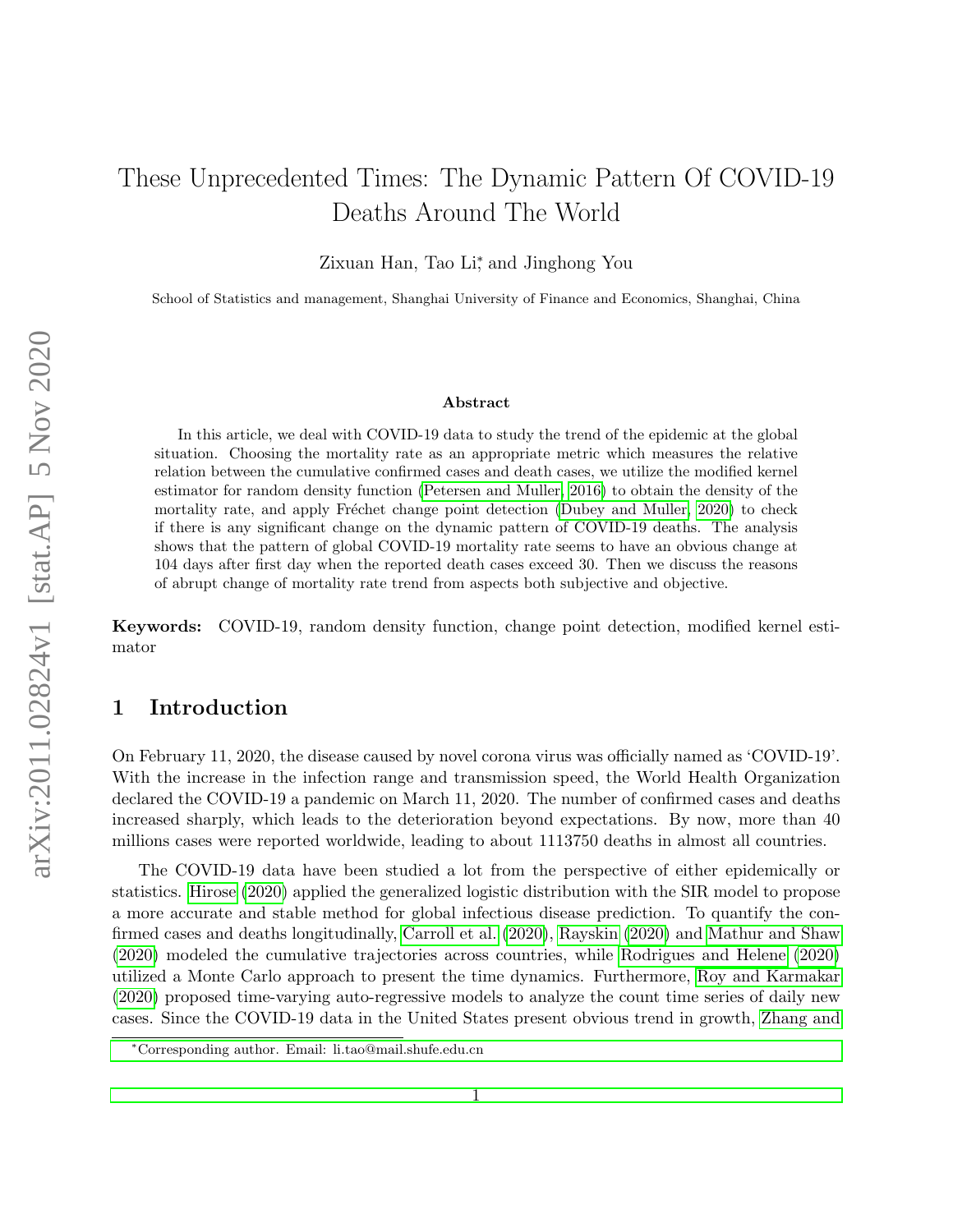# These Unprecedented Times: The Dynamic Pattern Of COVID-19 Deaths Around The World

Zixuan Han, Tao Li*, and Jinghong You

School of Statistics and management, Shanghai University of Finance and Economics, Shanghai, China

### Abstract

In this article, we deal with COVID-19 data to study the trend of the epidemic at the global situation. Choosing the mortality rate as an appropriate metric which measures the relative relation between the cumulative confirmed cases and death cases, we utilize the modified kernel estimator for random density function (Petersen and Muller, 2016) to obtain the density of the mortality rate, and apply Fréchet change point detection (Dubey and Muller, 2020) to check if there is any significant change on the dynamic pattern of COVID-19 deaths. The analysis shows that the pattern of global COVID-19 mortality rate seems to have an obvious change at 104 days after first day when the reported death cases exceed 30. Then we discuss the reasons of abrupt change of mortality rate trend from aspects both subjective and objective.

**Keywords:** COVID-19, random density function, change point detection, modified kernel estimator

## 1 Introduction

On February 11, 2020, the disease caused by novel corona virus was officially named as 'COVID-19'. With the increase in the infection range and transmission speed, the World Health Organization declared the COVID-19 a pandemic on March 11, 2020. The number of confirmed cases and deaths increased sharply, which leads to the deterioration beyond expectations. By now, more than 40 millions cases were reported worldwide, leading to about 1113750 deaths in almost all countries.

The COVID-19 data have been studied a lot from the perspective of either epidemically or statistics. Hirose (2020) applied the generalized logistic distribution with the SIR model to propose a more accurate and stable method for global infectious disease prediction. To quantify the confirmed cases and deaths longitudinally, Carroll et al. (2020), Rayskin (2020) and Mathur and Shaw (2020) modeled the cumulative trajectories across countries, while Rodrigues and Helene (2020) utilized a Monte Carlo approach to present the time dynamics. Furthermore, Roy and Karmakar (2020) proposed time-varying auto-regressive models to analyze the count time series of daily new cases. Since the COVID-19 data in the United States present obvious trend in growth, Zhang and

*Corresponding author. Email: li.tao@mail.shufe.edu.cn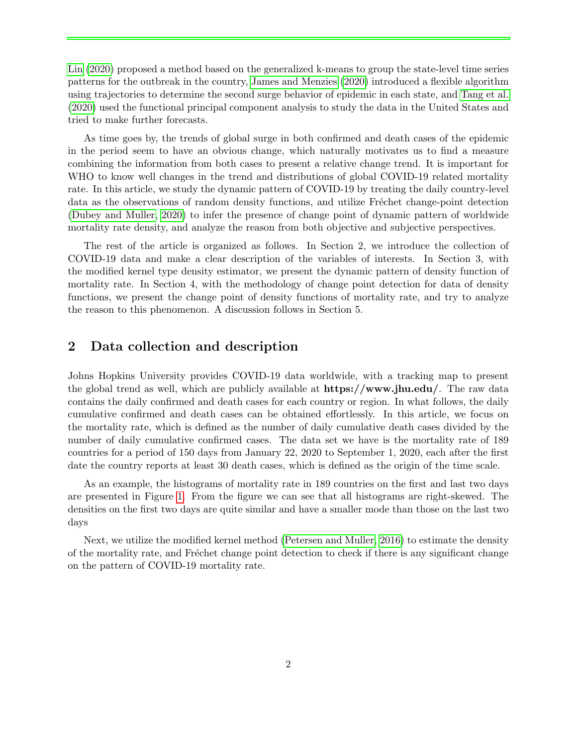Lin (2020) proposed a method based on the generalized k-means to group the state-level time series patterns for the outbreak in the country, James and Menzies (2020) introduced a flexible algorithm using trajectories to determine the second surge behavior of epidemic in each state, and Tang et al. (2020) used the functional principal component analysis to study the data in the United States and tried to make further forecasts.

As time goes by, the trends of global surge in both confirmed and death cases of the epidemic in the period seem to have an obvious change, which naturally motivates us to find a measure combining the information from both cases to present a relative change trend. It is important for WHO to know well changes in the trend and distributions of global COVID-19 related mortality rate. In this article, we study the dynamic pattern of COVID-19 by treating the daily country-level data as the observations of random density functions, and utilize Fréchet change-point detection (Dubey and Muller, 2020) to infer the presence of change point of dynamic pattern of worldwide mortality rate density, and analyze the reason from both objective and subjective perspectives.

The rest of the article is organized as follows. In Section 2, we introduce the collection of COVID-19 data and make a clear description of the variables of interests. In Section 3, with the modified kernel type density estimator, we present the dynamic pattern of density function of mortality rate. In Section 4, with the methodology of change point detection for data of density functions, we present the change point of density functions of mortality rate, and try to analyze the reason to this phenomenon. A discussion follows in Section 5.

## 2 Data collection and description

Johns Hopkins University provides COVID-19 data worldwide, with a tracking map to present the global trend as well, which are publicly available at **https://www.jhu.edu/**. The raw data contains the daily confirmed and death cases for each country or region. In what follows, the daily cumulative confirmed and death cases can be obtained effortlessly. In this article, we focus on the mortality rate, which is defined as the number of daily cumulative death cases divided by the number of daily cumulative confirmed cases. The data set we have is the mortality rate of 189 countries for a period of 150 days from January 22, 2020 to September 1, 2020, each after the first date the country reports at least 30 death cases, which is defined as the origin of the time scale.

As an example, the histograms of mortality rate in 189 countries on the first and last two days are presented in Figure 1. From the figure we can see that all histograms are right-skewed. The densities on the first two days are quite similar and have a smaller mode than those on the last two days

Next, we utilize the modified kernel method (Petersen and Muller, 2016) to estimate the density of the mortality rate, and Fréchet change point detection to check if there is any significant change on the pattern of COVID-19 mortality rate.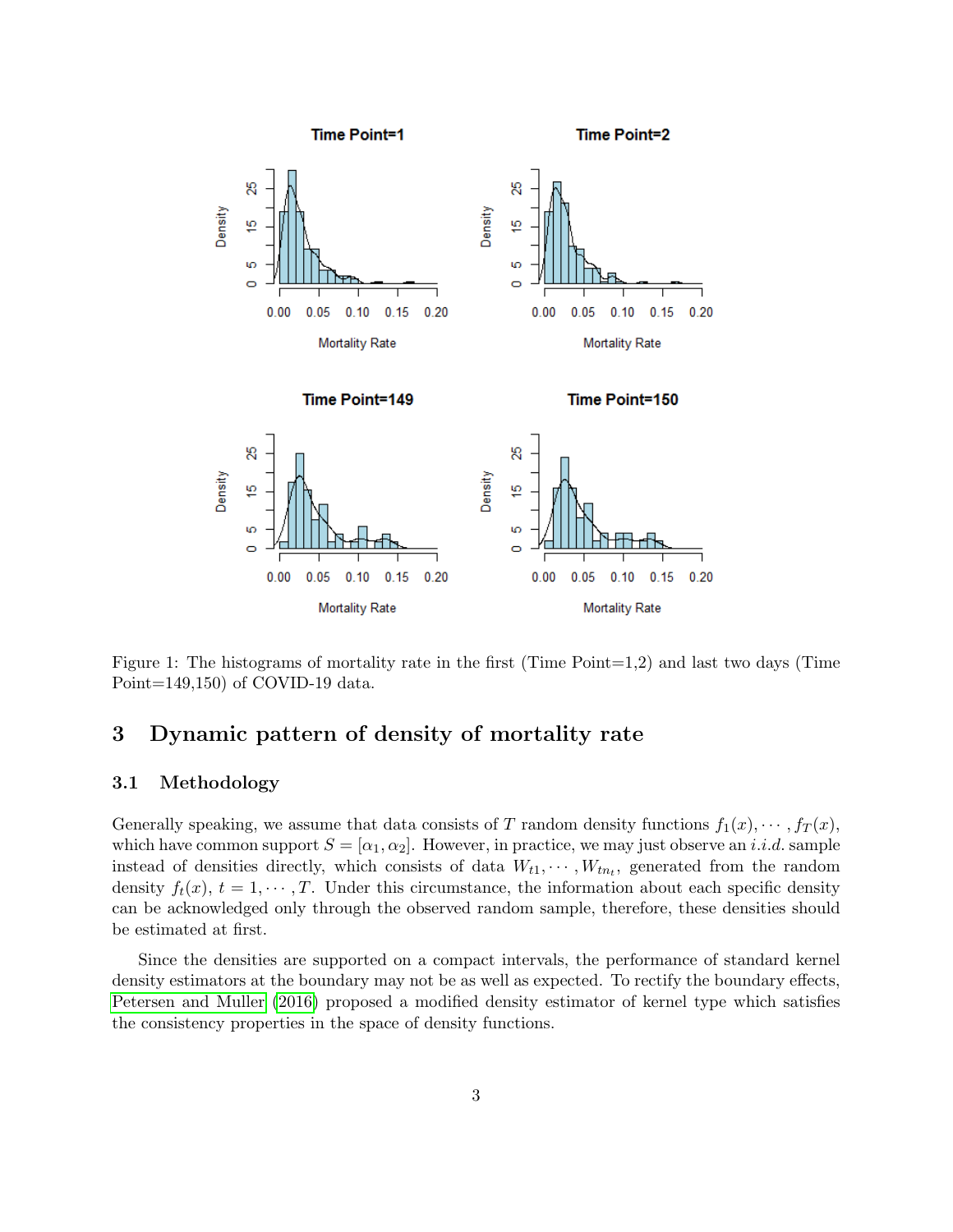Figure 1: The histograms of mortality rate in the first (Time Point=1,2) and last two days (Time Point=149,150) of COVID-19 data.

## 3 Dynamic pattern of density of mortality rate

### 3.1 Methodology

Generally speaking, we assume that data consists of $T$ random density functions $f_1(x), \cdots, f_T(x)$, which have common support $S = [\alpha_1, \alpha_2]$. However, in practice, we may just observe an *i.i.d.* sample instead of densities directly, which consists of data $W_{t1}, \cdots, W_{tn_t}$, generated from the random density $f_t(x)$, $t = 1, \cdots, T$. Under this circumstance, the information about each specific density can be acknowledged only through the observed random sample, therefore, these densities should be estimated at first.

Since the densities are supported on a compact intervals, the performance of standard kernel density estimators at the boundary may not be as well as expected. To rectify the boundary effects, Petersen and Muller (2016) proposed a modified density estimator of kernel type which satisfies the consistency properties in the space of density functions.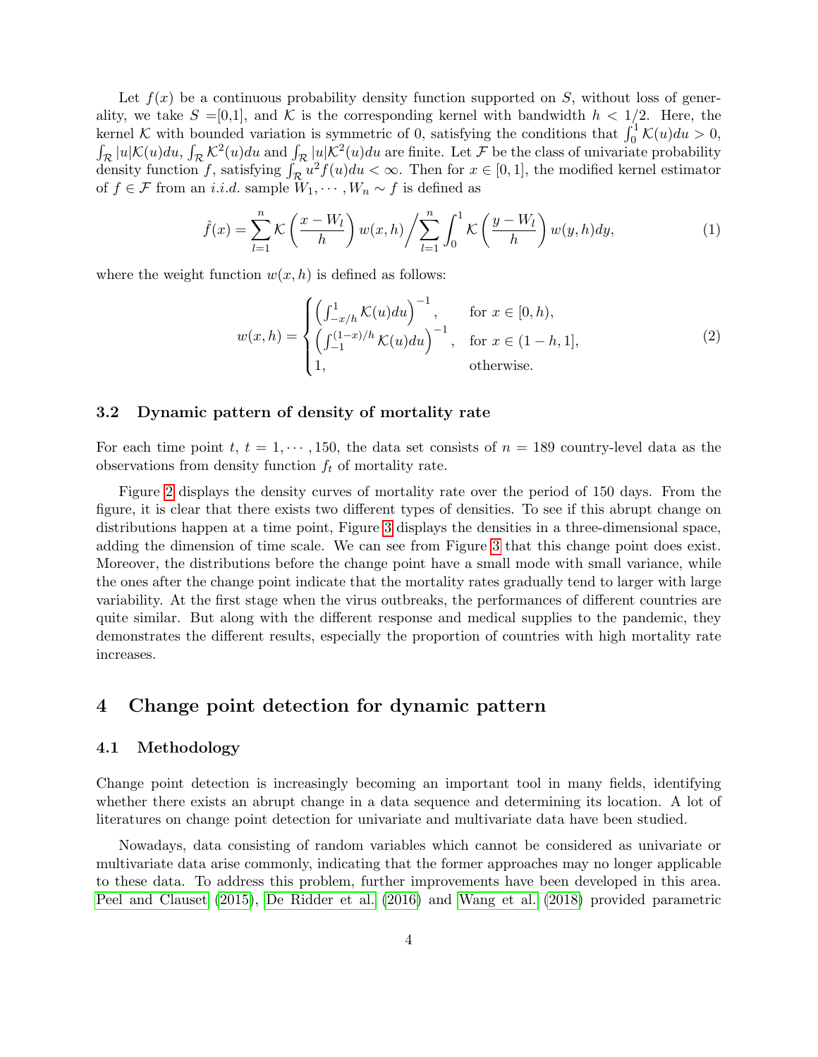Let $f(x)$ be a continuous probability density function supported on $S$, without loss of generality, we take $S$ =[0,1], and $\mathcal{K}$ is the corresponding kernel with bandwidth $h < 1/2$. Here, the kernel $\mathcal{K}$ with bounded variation is symmetric of 0, satisfying the conditions that $\int_0^1 \mathcal{K}(u)du > 0$, $\int_{\mathcal{R}} |u|\mathcal{K}(u)du$, $\int_{\mathcal{R}} \mathcal{K}^2(u)du$ and $\int_{\mathcal{R}} |u|\mathcal{K}^2(u)du$ are finite. Let $\mathcal{F}$ be the class of univariate probability density function $f$, satisfying $\int_{\mathcal{R}} u^2 f(u)du < \infty$. Then for $x \in [0,1]$, the modified kernel estimator of $f \in \mathcal{F}$ from an *i.i.d.* sample $W_1, \cdots, W_n \sim f$ is defined as

$$\hat{f}(x) = \sum_{l=1}^{n} \mathcal{K}\left(\frac{x - W_l}{h}\right) w(x,h) \Big/ \sum_{l=1}^{n} \int_0^1 \mathcal{K}\left(\frac{y - W_l}{h}\right) w(y,h)dy, \tag{1}$$

where the weight function $w(x,h)$ is defined as follows:

$$w(x,h) = \begin{cases} \left(\int_{-x/h}^{1} \mathcal{K}(u)du\right)^{-1}, & \text{for } x \in [0,h), \\ \left(\int_{-1}^{(1-x)/h} \mathcal{K}(u)du\right)^{-1}, & \text{for } x \in (1-h,1], \\ 1, & \text{otherwise.} \end{cases} \tag{2}$$

### 3.2 Dynamic pattern of density of mortality rate

For each time point $t$, $t = 1, \cdots, 150$, the data set consists of $n = 189$ country-level data as the observations from density function $f_t$ of mortality rate.

Figure 2 displays the density curves of mortality rate over the period of 150 days. From the figure, it is clear that there exists two different types of densities. To see if this abrupt change on distributions happen at a time point, Figure 3 displays the densities in a three-dimensional space, adding the dimension of time scale. We can see from Figure 3 that this change point does exist. Moreover, the distributions before the change point have a small mode with small variance, while the ones after the change point indicate that the mortality rates gradually tend to larger with large variability. At the first stage when the virus outbreaks, the performances of different countries are quite similar. But along with the different response and medical supplies to the pandemic, they demonstrates the different results, especially the proportion of countries with high mortality rate increases.

## 4 Change point detection for dynamic pattern

### 4.1 Methodology

Change point detection is increasingly becoming an important tool in many fields, identifying whether there exists an abrupt change in a data sequence and determining its location. A lot of literatures on change point detection for univariate and multivariate data have been studied.

Nowadays, data consisting of random variables which cannot be considered as univariate or multivariate data arise commonly, indicating that the former approaches may no longer applicable to these data. To address this problem, further improvements have been developed in this area. Peel and Clauset (2015), De Ridder et al. (2016) and Wang et al. (2018) provided parametric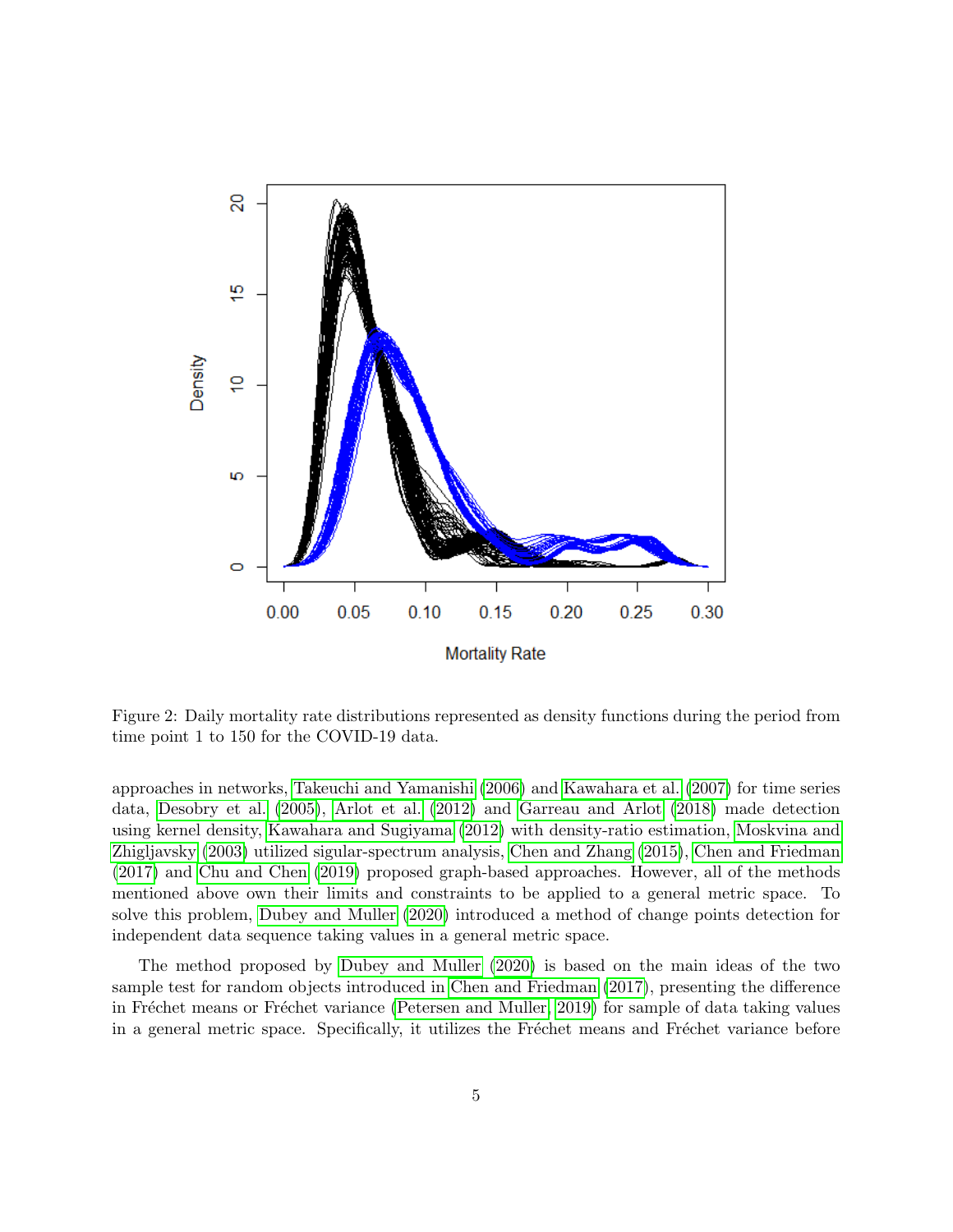Figure 2: Daily mortality rate distributions represented as density functions during the period from time point 1 to 150 for the COVID-19 data.

approaches in networks, Takeuchi and Yamanishi (2006) and Kawahara et al. (2007) for time series data, Desobry et al. (2005), Arlot et al. (2012) and Garreau and Arlot (2018) made detection using kernel density, Kawahara and Sugiyama (2012) with density-ratio estimation, Moskvina and Zhigljavsky (2003) utilized sigular-spectrum analysis, Chen and Zhang (2015), Chen and Friedman (2017) and Chu and Chen (2019) proposed graph-based approaches. However, all of the methods mentioned above own their limits and constraints to be applied to a general metric space. To solve this problem, Dubey and Muller (2020) introduced a method of change points detection for independent data sequence taking values in a general metric space.

The method proposed by Dubey and Muller (2020) is based on the main ideas of the two sample test for random objects introduced in Chen and Friedman (2017), presenting the difference in Fréchet means or Fréchet variance (Petersen and Muller, 2019) for sample of data taking values in a general metric space. Specifically, it utilizes the Fréchet means and Fréchet variance before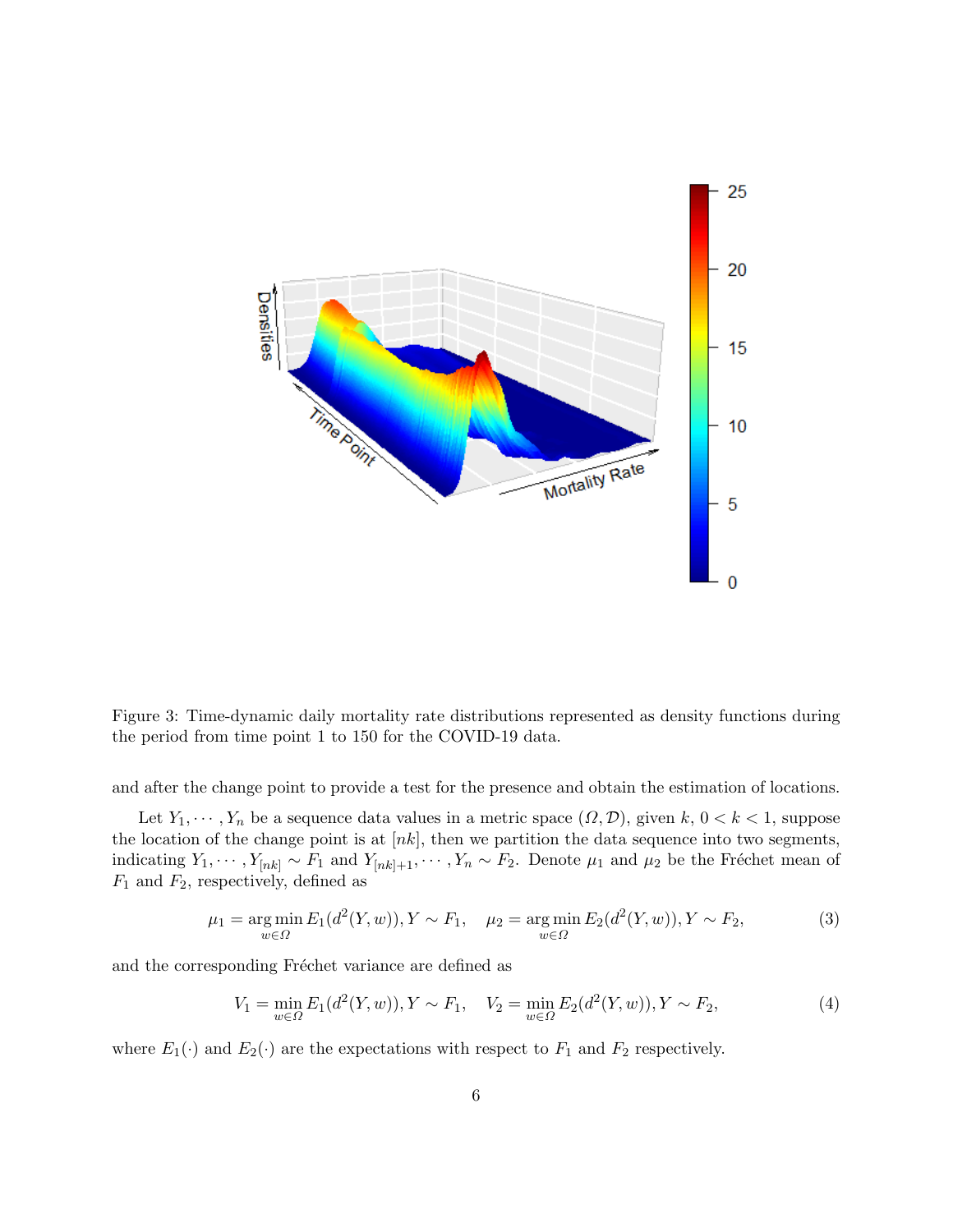Figure 3: Time-dynamic daily mortality rate distributions represented as density functions during the period from time point 1 to 150 for the COVID-19 data.

and after the change point to provide a test for the presence and obtain the estimation of locations.

Let $Y_1, \cdots, Y_n$ be a sequence data values in a metric space $(\Omega, \mathcal{D})$, given $k$, $0 < k < 1$, suppose the location of the change point is at $[nk]$, then we partition the data sequence into two segments, indicating $Y_1, \cdots, Y_{[nk]} \sim F_1$ and $Y_{[nk]+1}, \cdots, Y_n \sim F_2$. Denote $\mu_1$ and $\mu_2$ be the Fréchet mean of $F_1$ and $F_2$, respectively, defined as

$$\mu_1 = \underset{w \in \Omega}{\arg\min}\, E_1(d^2(Y, w)), Y \sim F_1, \quad \mu_2 = \underset{w \in \Omega}{\arg\min}\, E_2(d^2(Y, w)), Y \sim F_2, \tag{3}$$

and the corresponding Fréchet variance are defined as

$$V_1 = \min_{w \in \Omega} E_1(d^2(Y, w)), Y \sim F_1, \quad V_2 = \min_{w \in \Omega} E_2(d^2(Y, w)), Y \sim F_2, \tag{4}$$

where $E_1(\cdot)$ and $E_2(\cdot)$ are the expectations with respect to $F_1$ and $F_2$ respectively.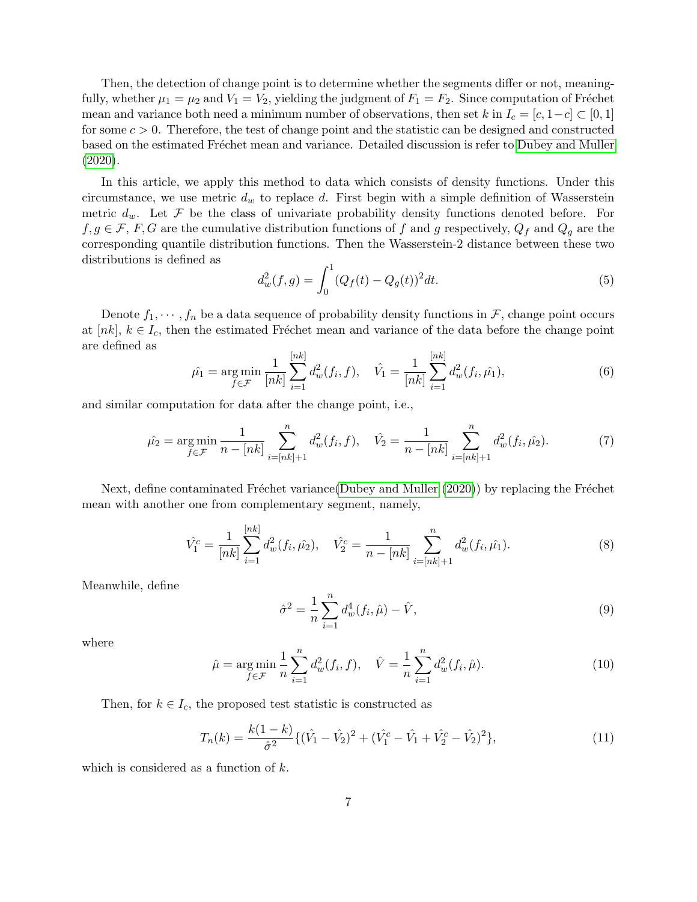Then, the detection of change point is to determine whether the segments differ or not, meaningfully, whether $\mu_1 = \mu_2$ and $V_1 = V_2$, yielding the judgment of $F_1 = F_2$. Since computation of Fréchet mean and variance both need a minimum number of observations, then set $k$ in $I_c = [c, 1-c] \subset [0,1]$ for some $c > 0$. Therefore, the test of change point and the statistic can be designed and constructed based on the estimated Fréchet mean and variance. Detailed discussion is refer to Dubey and Muller (2020).

In this article, we apply this method to data which consists of density functions. Under this circumstance, we use metric $d_w$ to replace $d$. First begin with a simple definition of Wasserstein metric $d_w$. Let $\mathcal{F}$ be the class of univariate probability density functions denoted before. For $f, g \in \mathcal{F}$, $F, G$ are the cumulative distribution functions of $f$ and $g$ respectively, $Q_f$ and $Q_g$ are the corresponding quantile distribution functions. Then the Wasserstein-2 distance between these two distributions is defined as

$$d_w^2(f,g) = \int_0^1 (Q_f(t) - Q_g(t))^2 dt. \tag{5}$$

Denote $f_1, \cdots, f_n$ be a data sequence of probability density functions in $\mathcal{F}$, change point occurs at $[nk]$, $k \in I_c$, then the estimated Fréchet mean and variance of the data before the change point are defined as

$$\hat{\mu_1} = \underset{f \in \mathcal{F}}{\arg\min} \frac{1}{[nk]} \sum_{i=1}^{[nk]} d_w^2(f_i, f), \quad \hat{V_1} = \frac{1}{[nk]} \sum_{i=1}^{[nk]} d_w^2(f_i, \hat{\mu_1}), \tag{6}$$

and similar computation for data after the change point, i.e.,

$$\hat{\mu_2} = \underset{f \in \mathcal{F}}{\arg\min} \frac{1}{n-[nk]} \sum_{i=[nk]+1}^{n} d_w^2(f_i, f), \quad \hat{V_2} = \frac{1}{n-[nk]} \sum_{i=[nk]+1}^{n} d_w^2(f_i, \hat{\mu_2}). \tag{7}$$

Next, define contaminated Fréchet variance(Dubey and Muller (2020)) by replacing the Fréchet mean with another one from complementary segment, namely,

$$\hat{V_1^c} = \frac{1}{[nk]} \sum_{i=1}^{[nk]} d_w^2(f_i, \hat{\mu_2}), \quad \hat{V_2^c} = \frac{1}{n-[nk]} \sum_{i=[nk]+1}^{n} d_w^2(f_i, \hat{\mu_1}). \tag{8}$$

Meanwhile, define

$$\hat{\sigma}^2 = \frac{1}{n} \sum_{i=1}^{n} d_w^4(f_i, \hat{\mu}) - \hat{V}, \tag{9}$$

where

$$\hat{\mu} = \underset{f \in \mathcal{F}}{\arg\min} \frac{1}{n} \sum_{i=1}^{n} d_w^2(f_i, f), \quad \hat{V} = \frac{1}{n} \sum_{i=1}^{n} d_w^2(f_i, \hat{\mu}). \tag{10}$$

Then, for $k \in I_c$, the proposed test statistic is constructed as

$$T_n(k) = \frac{k(1-k)}{\hat{\sigma}^2} \{(\hat{V_1} - \hat{V_2})^2 + (\hat{V_1^c} - \hat{V_1} + \hat{V_2^c} - \hat{V_2})^2\}, \tag{11}$$

which is considered as a function of $k$.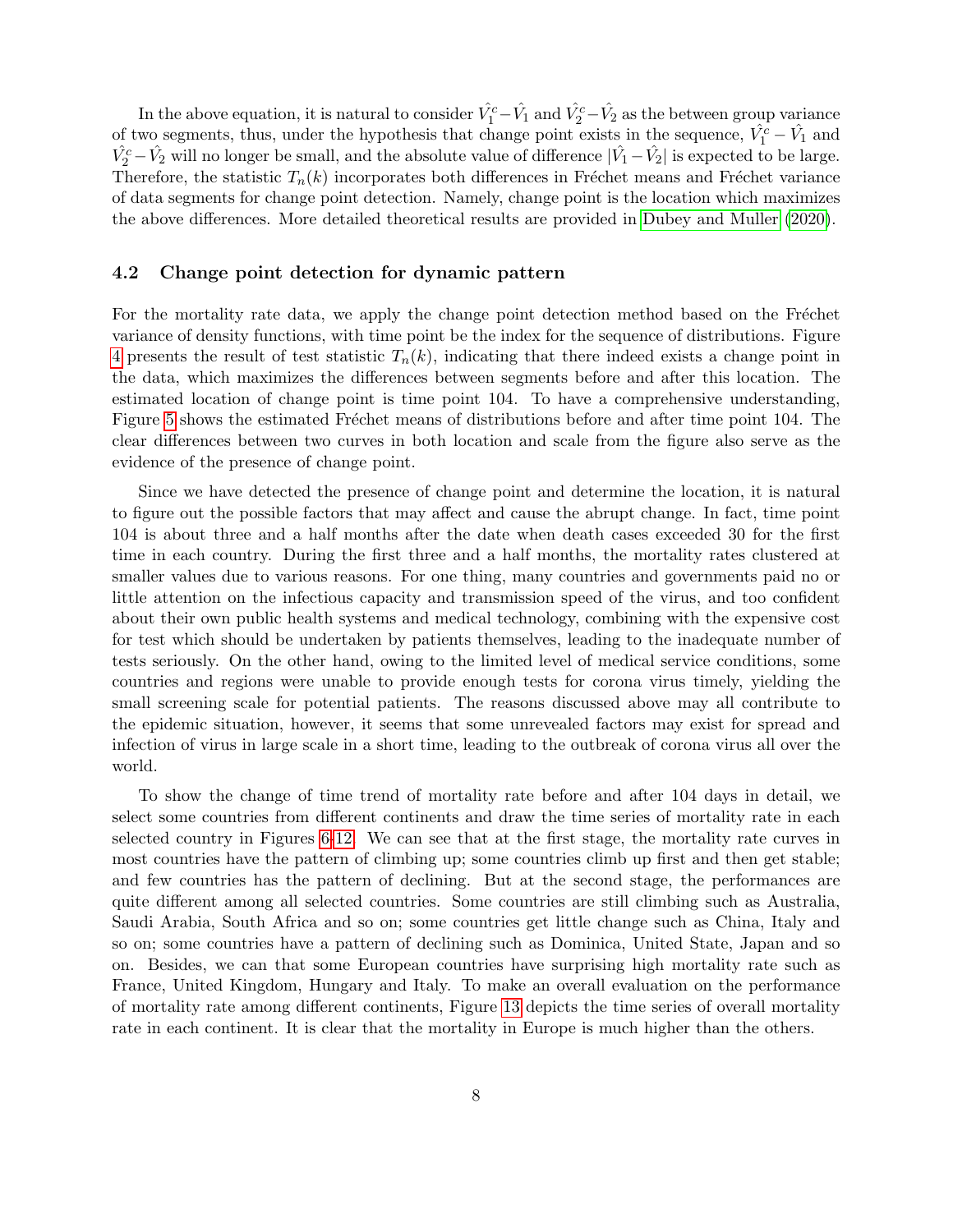In the above equation, it is natural to consider $\hat{V}_1^c - \hat{V}_1$ and $\hat{V}_2^c - \hat{V}_2$ as the between group variance of two segments, thus, under the hypothesis that change point exists in the sequence, $\hat{V}_1^c - \hat{V}_1$ and $\hat{V}_2^c - \hat{V}_2$ will no longer be small, and the absolute value of difference $|\hat{V}_1 - \hat{V}_2|$ is expected to be large. Therefore, the statistic $T_n(k)$ incorporates both differences in Fréchet means and Fréchet variance of data segments for change point detection. Namely, change point is the location which maximizes the above differences. More detailed theoretical results are provided in Dubey and Muller (2020).

### 4.2 Change point detection for dynamic pattern

For the mortality rate data, we apply the change point detection method based on the Fréchet variance of density functions, with time point be the index for the sequence of distributions. Figure 4 presents the result of test statistic $T_n(k)$, indicating that there indeed exists a change point in the data, which maximizes the differences between segments before and after this location. The estimated location of change point is time point 104. To have a comprehensive understanding, Figure 5 shows the estimated Fréchet means of distributions before and after time point 104. The clear differences between two curves in both location and scale from the figure also serve as the evidence of the presence of change point.

Since we have detected the presence of change point and determine the location, it is natural to figure out the possible factors that may affect and cause the abrupt change. In fact, time point 104 is about three and a half months after the date when death cases exceeded 30 for the first time in each country. During the first three and a half months, the mortality rates clustered at smaller values due to various reasons. For one thing, many countries and governments paid no or little attention on the infectious capacity and transmission speed of the virus, and too confident about their own public health systems and medical technology, combining with the expensive cost for test which should be undertaken by patients themselves, leading to the inadequate number of tests seriously. On the other hand, owing to the limited level of medical service conditions, some countries and regions were unable to provide enough tests for corona virus timely, yielding the small screening scale for potential patients. The reasons discussed above may all contribute to the epidemic situation, however, it seems that some unrevealed factors may exist for spread and infection of virus in large scale in a short time, leading to the outbreak of corona virus all over the world.

To show the change of time trend of mortality rate before and after 104 days in detail, we select some countries from different continents and draw the time series of mortality rate in each selected country in Figures 6-12. We can see that at the first stage, the mortality rate curves in most countries have the pattern of climbing up; some countries climb up first and then get stable; and few countries has the pattern of declining. But at the second stage, the performances are quite different among all selected countries. Some countries are still climbing such as Australia, Saudi Arabia, South Africa and so on; some countries get little change such as China, Italy and so on; some countries have a pattern of declining such as Dominica, United State, Japan and so on. Besides, we can that some European countries have surprising high mortality rate such as France, United Kingdom, Hungary and Italy. To make an overall evaluation on the performance of mortality rate among different continents, Figure 13 depicts the time series of overall mortality rate in each continent. It is clear that the mortality in Europe is much higher than the others.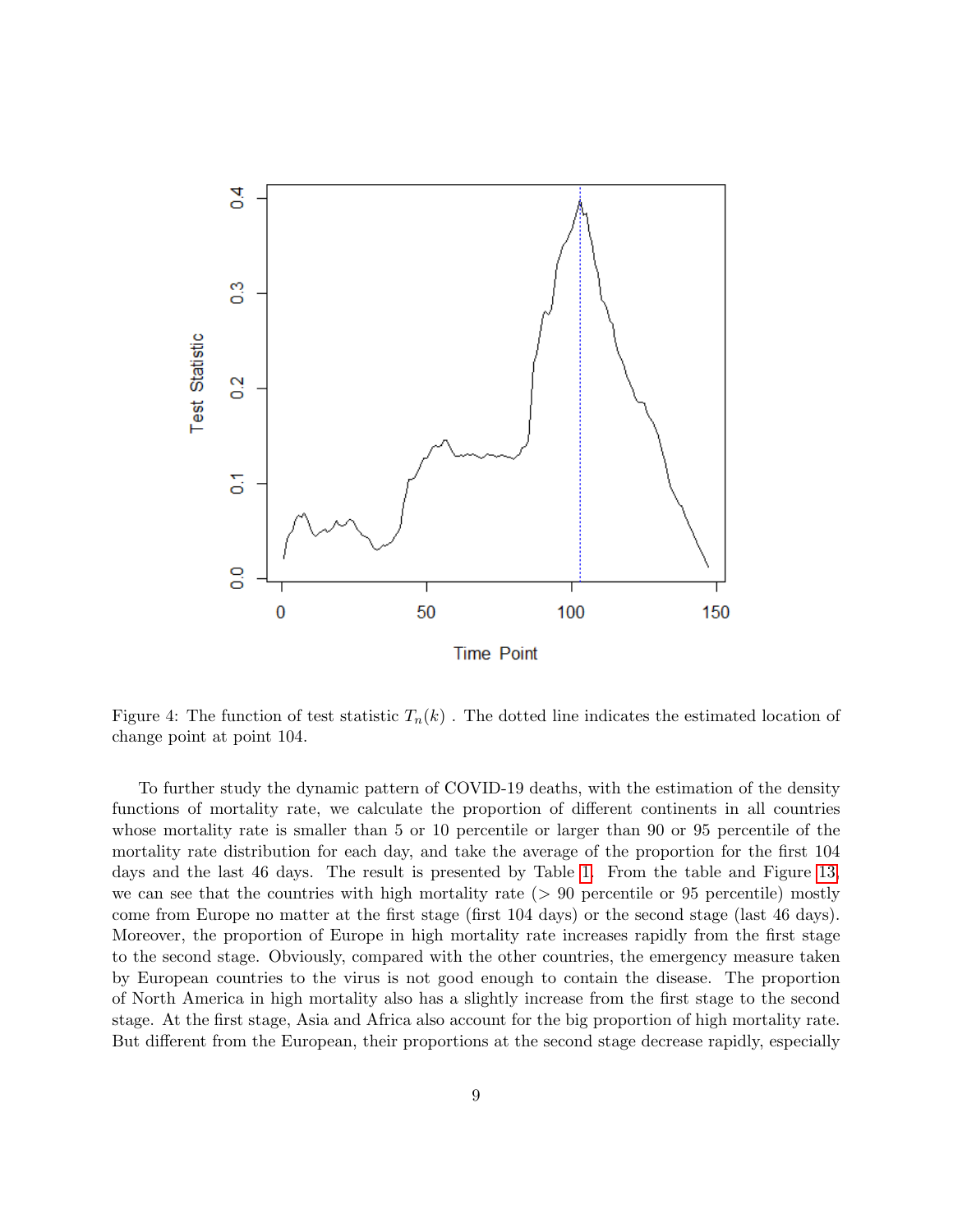Figure 4: The function of test statistic $T_n(k)$ . The dotted line indicates the estimated location of change point at point 104.

To further study the dynamic pattern of COVID-19 deaths, with the estimation of the density functions of mortality rate, we calculate the proportion of different continents in all countries whose mortality rate is smaller than 5 or 10 percentile or larger than 90 or 95 percentile of the mortality rate distribution for each day, and take the average of the proportion for the first 104 days and the last 46 days. The result is presented by Table 1. From the table and Figure 13, we can see that the countries with high mortality rate (> 90 percentile or 95 percentile) mostly come from Europe no matter at the first stage (first 104 days) or the second stage (last 46 days). Moreover, the proportion of Europe in high mortality rate increases rapidly from the first stage to the second stage. Obviously, compared with the other countries, the emergency measure taken by European countries to the virus is not good enough to contain the disease. The proportion of North America in high mortality also has a slightly increase from the first stage to the second stage. At the first stage, Asia and Africa also account for the big proportion of high mortality rate. But different from the European, their proportions at the second stage decrease rapidly, especially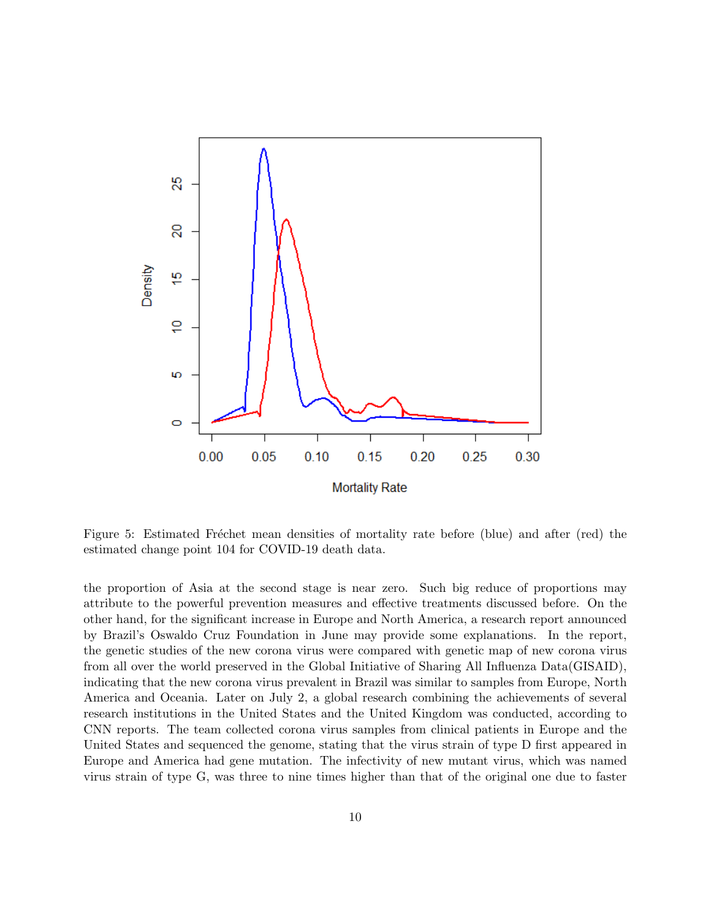Figure 5: Estimated Fréchet mean densities of mortality rate before (blue) and after (red) the estimated change point 104 for COVID-19 death data.

the proportion of Asia at the second stage is near zero. Such big reduce of proportions may attribute to the powerful prevention measures and effective treatments discussed before. On the other hand, for the significant increase in Europe and North America, a research report announced by Brazil's Oswaldo Cruz Foundation in June may provide some explanations. In the report, the genetic studies of the new corona virus were compared with genetic map of new corona virus from all over the world preserved in the Global Initiative of Sharing All Influenza Data(GISAID), indicating that the new corona virus prevalent in Brazil was similar to samples from Europe, North America and Oceania. Later on July 2, a global research combining the achievements of several research institutions in the United States and the United Kingdom was conducted, according to CNN reports. The team collected corona virus samples from clinical patients in Europe and the United States and sequenced the genome, stating that the virus strain of type D first appeared in Europe and America had gene mutation. The infectivity of new mutant virus, which was named virus strain of type G, was three to nine times higher than that of the original one due to faster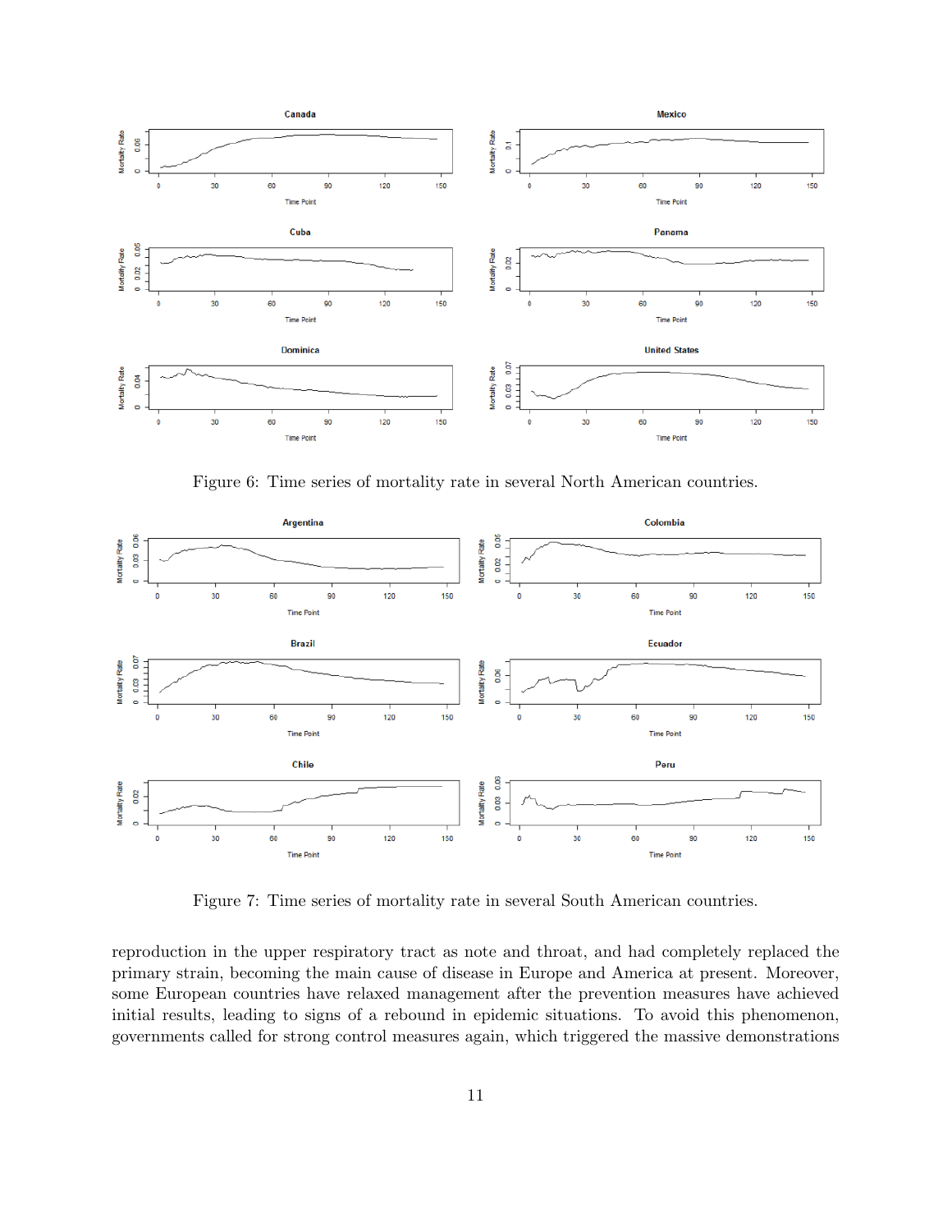Figure 6: Time series of mortality rate in several North American countries.

Figure 7: Time series of mortality rate in several South American countries.

reproduction in the upper respiratory tract as note and throat, and had completely replaced the primary strain, becoming the main cause of disease in Europe and America at present. Moreover, some European countries have relaxed management after the prevention measures have achieved initial results, leading to signs of a rebound in epidemic situations. To avoid this phenomenon, governments called for strong control measures again, which triggered the massive demonstrations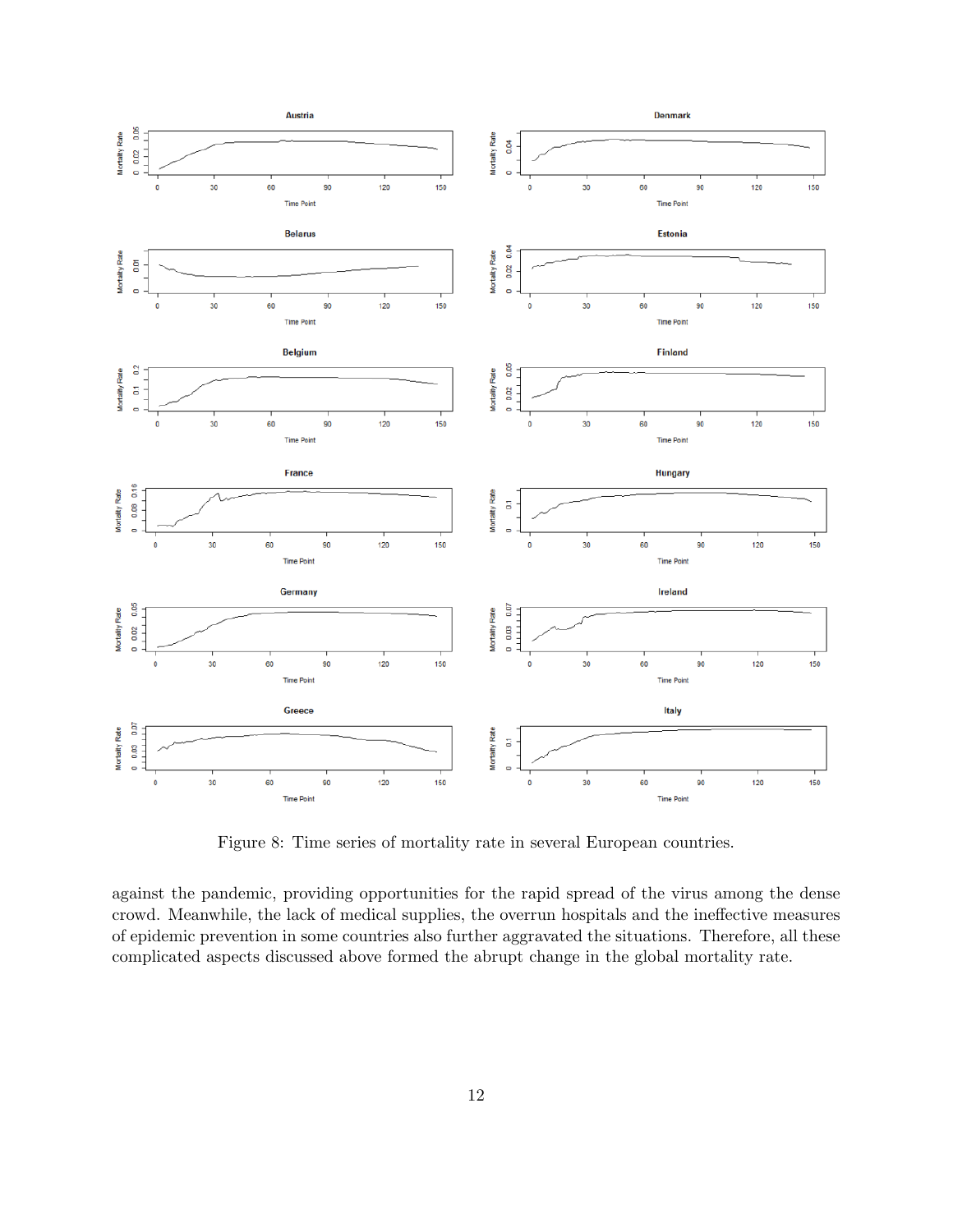Figure 8: Time series of mortality rate in several European countries.

against the pandemic, providing opportunities for the rapid spread of the virus among the dense crowd. Meanwhile, the lack of medical supplies, the overrun hospitals and the ineffective measures of epidemic prevention in some countries also further aggravated the situations. Therefore, all these complicated aspects discussed above formed the abrupt change in the global mortality rate.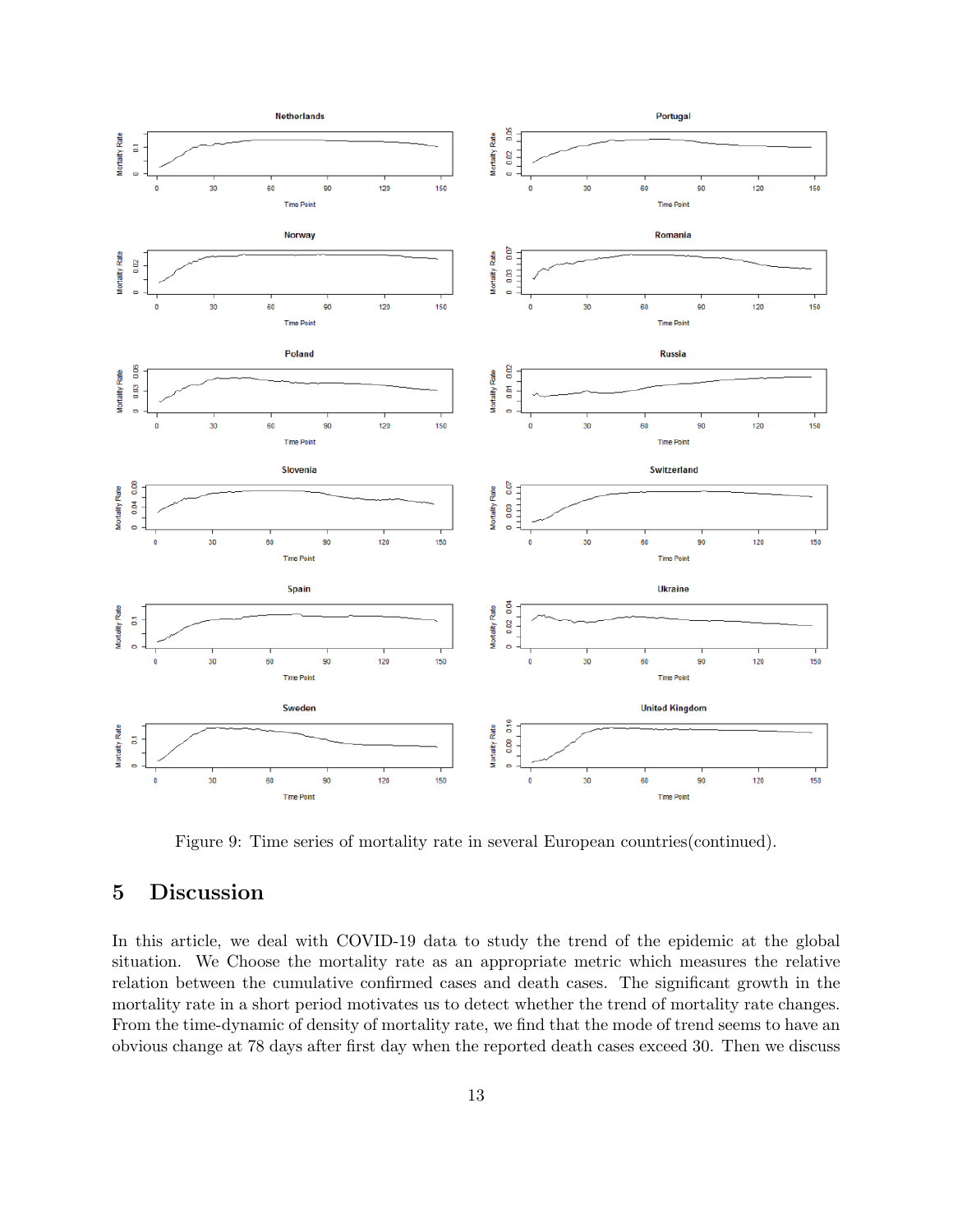Figure 9: Time series of mortality rate in several European countries(continued).

## 5 Discussion

In this article, we deal with COVID-19 data to study the trend of the epidemic at the global situation. We Choose the mortality rate as an appropriate metric which measures the relative relation between the cumulative confirmed cases and death cases. The significant growth in the mortality rate in a short period motivates us to detect whether the trend of mortality rate changes. From the time-dynamic of density of mortality rate, we find that the mode of trend seems to have an obvious change at 78 days after first day when the reported death cases exceed 30. Then we discuss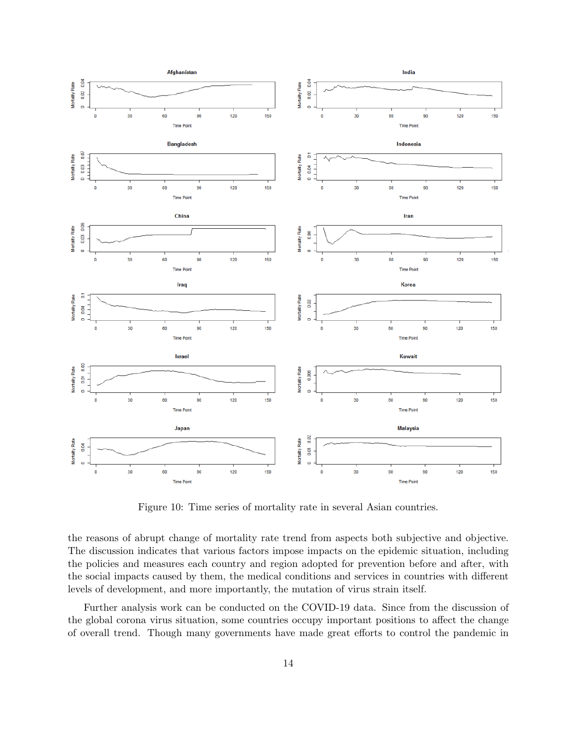Figure 10: Time series of mortality rate in several Asian countries.

the reasons of abrupt change of mortality rate trend from aspects both subjective and objective. The discussion indicates that various factors impose impacts on the epidemic situation, including the policies and measures each country and region adopted for prevention before and after, with the social impacts caused by them, the medical conditions and services in countries with different levels of development, and more importantly, the mutation of virus strain itself.

Further analysis work can be conducted on the COVID-19 data. Since from the discussion of the global corona virus situation, some countries occupy important positions to affect the change of overall trend. Though many governments have made great efforts to control the pandemic in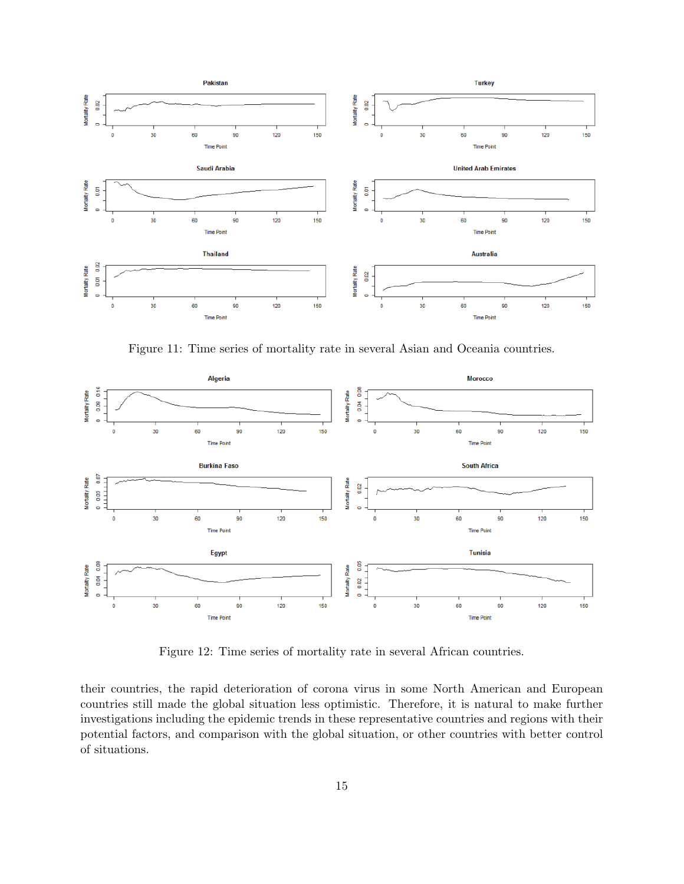Figure 11: Time series of mortality rate in several Asian and Oceania countries.

Figure 12: Time series of mortality rate in several African countries.

their countries, the rapid deterioration of corona virus in some North American and European countries still made the global situation less optimistic. Therefore, it is natural to make further investigations including the epidemic trends in these representative countries and regions with their potential factors, and comparison with the global situation, or other countries with better control of situations.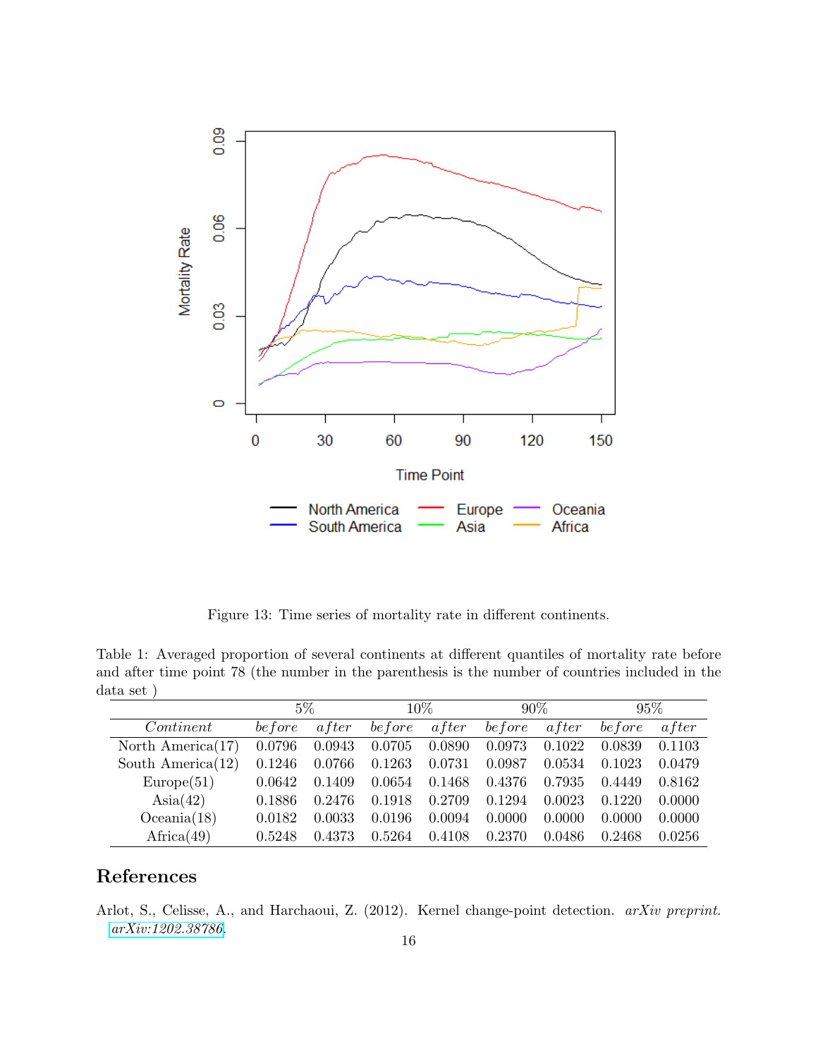Figure 13: Time series of mortality rate in different continents.

Table 1: Averaged proportion of several continents at different quantiles of mortality rate before and after time point 78 (the number in the parenthesis is the number of countries included in the data set )

| | 5% | | 10% | | 90% | | 95% | |
|---|---|---|---|---|---|---|---|---|
| *Continent* | *before* | *after* | *before* | *after* | *before* | *after* | *before* | *after* |
| North America(17) | 0.0796 | 0.0943 | 0.0705 | 0.0890 | 0.0973 | 0.1022 | 0.0839 | 0.1103 |
| South America(12) | 0.1246 | 0.0766 | 0.1263 | 0.0731 | 0.0987 | 0.0534 | 0.1023 | 0.0479 |
| Europe(51) | 0.0642 | 0.1409 | 0.0654 | 0.1468 | 0.4376 | 0.7935 | 0.4449 | 0.8162 |
| Asia(42) | 0.1886 | 0.2476 | 0.1918 | 0.2709 | 0.1294 | 0.0023 | 0.1220 | 0.0000 |
| Oceania(18) | 0.0182 | 0.0033 | 0.0196 | 0.0094 | 0.0000 | 0.0000 | 0.0000 | 0.0000 |
| Africa(49) | 0.5248 | 0.4373 | 0.5264 | 0.4108 | 0.2370 | 0.0486 | 0.2468 | 0.0256 |

## References

Arlot, S., Celisse, A., and Harchaoui, Z. (2012). Kernel change-point detection. *arXiv preprint. arXiv:1202.38786*.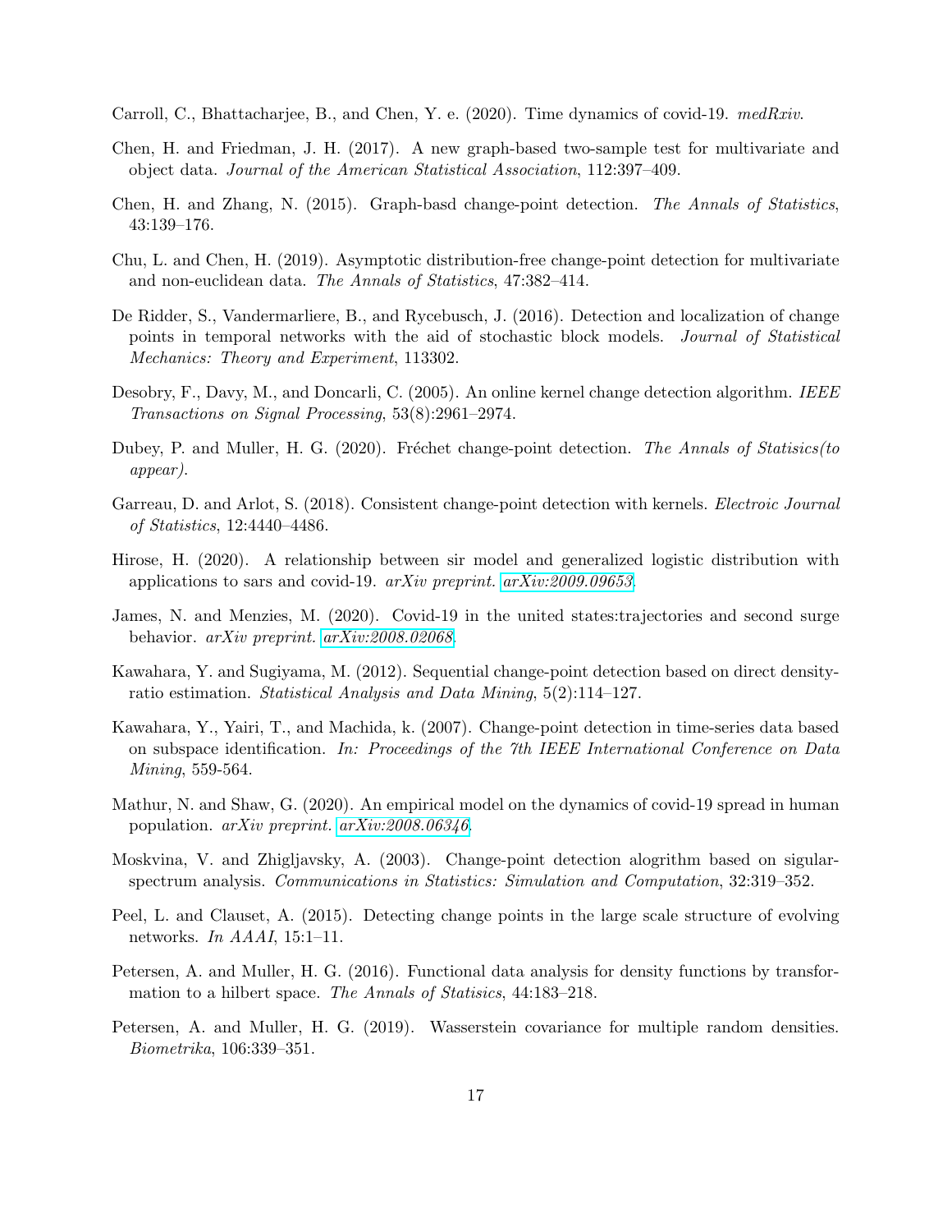Carroll, C., Bhattacharjee, B., and Chen, Y. e. (2020). Time dynamics of covid-19. *medRxiv*.

Chen, H. and Friedman, J. H. (2017). A new graph-based two-sample test for multivariate and object data. *Journal of the American Statistical Association*, 112:397–409.

Chen, H. and Zhang, N. (2015). Graph-basd change-point detection. *The Annals of Statistics*, 43:139–176.

Chu, L. and Chen, H. (2019). Asymptotic distribution-free change-point detection for multivariate and non-euclidean data. *The Annals of Statistics*, 47:382–414.

De Ridder, S., Vandermarliere, B., and Rycebusch, J. (2016). Detection and localization of change points in temporal networks with the aid of stochastic block models. *Journal of Statistical Mechanics: Theory and Experiment*, 113302.

Desobry, F., Davy, M., and Doncarli, C. (2005). An online kernel change detection algorithm. *IEEE Transactions on Signal Processing*, 53(8):2961–2974.

Dubey, P. and Muller, H. G. (2020). Fréchet change-point detection. *The Annals of Statisics(to appear)*.

Garreau, D. and Arlot, S. (2018). Consistent change-point detection with kernels. *Electroic Journal of Statistics*, 12:4440–4486.

Hirose, H. (2020). A relationship between sir model and generalized logistic distribution with applications to sars and covid-19. *arXiv preprint*. arXiv:2009.09653.

James, N. and Menzies, M. (2020). Covid-19 in the united states:trajectories and second surge behavior. *arXiv preprint*. arXiv:2008.02068.

Kawahara, Y. and Sugiyama, M. (2012). Sequential change-point detection based on direct density-ratio estimation. *Statistical Analysis and Data Mining*, 5(2):114–127.

Kawahara, Y., Yairi, T., and Machida, k. (2007). Change-point detection in time-series data based on subspace identification. *In: Proceedings of the 7th IEEE International Conference on Data Mining*, 559-564.

Mathur, N. and Shaw, G. (2020). An empirical model on the dynamics of covid-19 spread in human population. *arXiv preprint*. arXiv:2008.06346.

Moskvina, V. and Zhigljavsky, A. (2003). Change-point detection alogrithm based on sigular-spectrum analysis. *Communications in Statistics: Simulation and Computation*, 32:319–352.

Peel, L. and Clauset, A. (2015). Detecting change points in the large scale structure of evolving networks. *In AAAI*, 15:1–11.

Petersen, A. and Muller, H. G. (2016). Functional data analysis for density functions by transformation to a hilbert space. *The Annals of Statisics*, 44:183–218.

Petersen, A. and Muller, H. G. (2019). Wasserstein covariance for multiple random densities. *Biometrika*, 106:339–351.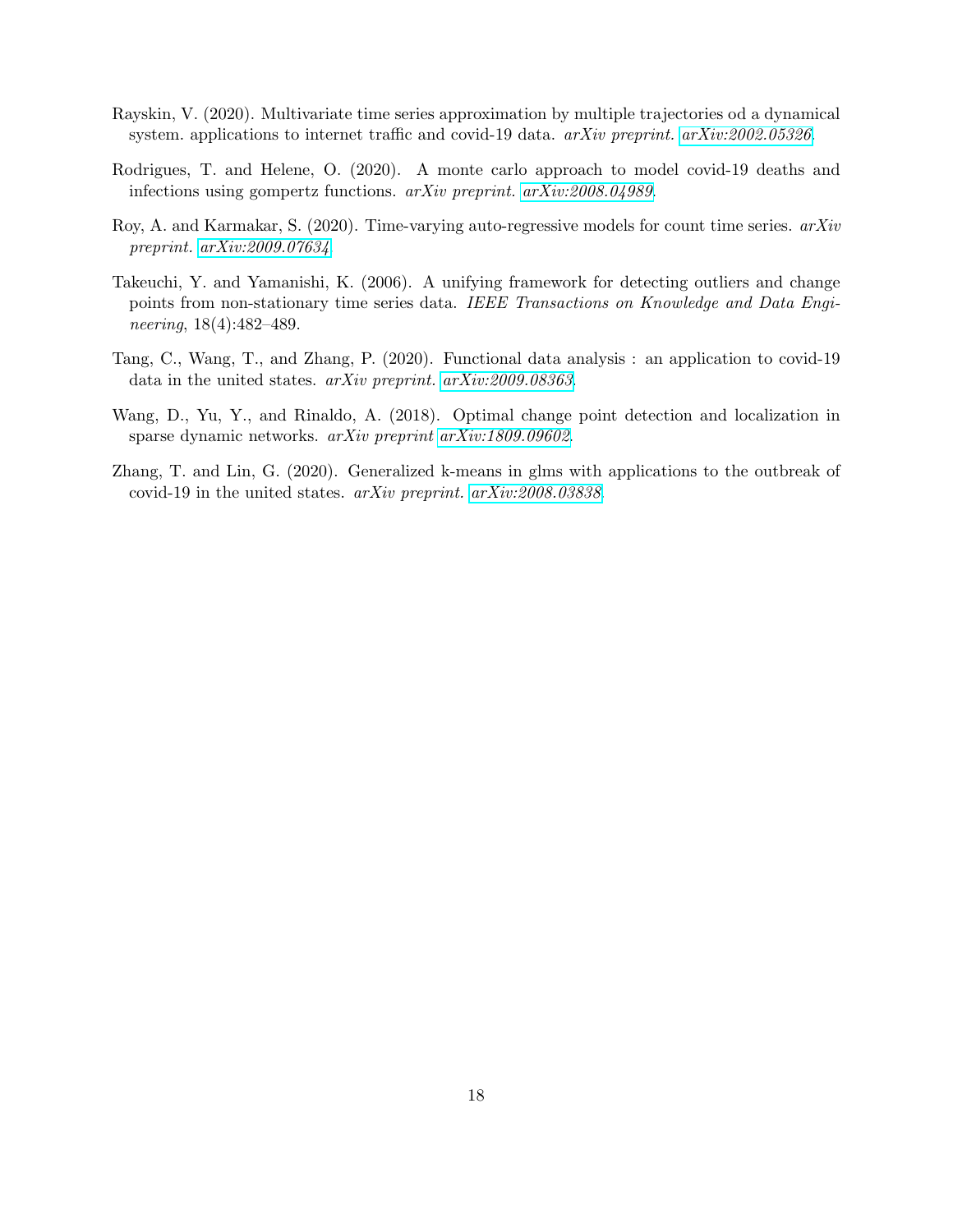Rayskin, V. (2020). Multivariate time series approximation by multiple trajectories od a dynamical system. applications to internet traffic and covid-19 data. *arXiv preprint.* arXiv:2002.05326.

Rodrigues, T. and Helene, O. (2020). A monte carlo approach to model covid-19 deaths and infections using gompertz functions. *arXiv preprint.* arXiv:2008.04989.

Roy, A. and Karmakar, S. (2020). Time-varying auto-regressive models for count time series. *arXiv preprint.* arXiv:2009.07634.

Takeuchi, Y. and Yamanishi, K. (2006). A unifying framework for detecting outliers and change points from non-stationary time series data. *IEEE Transactions on Knowledge and Data Engineering*, 18(4):482–489.

Tang, C., Wang, T., and Zhang, P. (2020). Functional data analysis : an application to covid-19 data in the united states. *arXiv preprint.* arXiv:2009.08363.

Wang, D., Yu, Y., and Rinaldo, A. (2018). Optimal change point detection and localization in sparse dynamic networks. *arXiv preprint* arXiv:1809.09602.

Zhang, T. and Lin, G. (2020). Generalized k-means in glms with applications to the outbreak of covid-19 in the united states. *arXiv preprint.* arXiv:2008.03838.